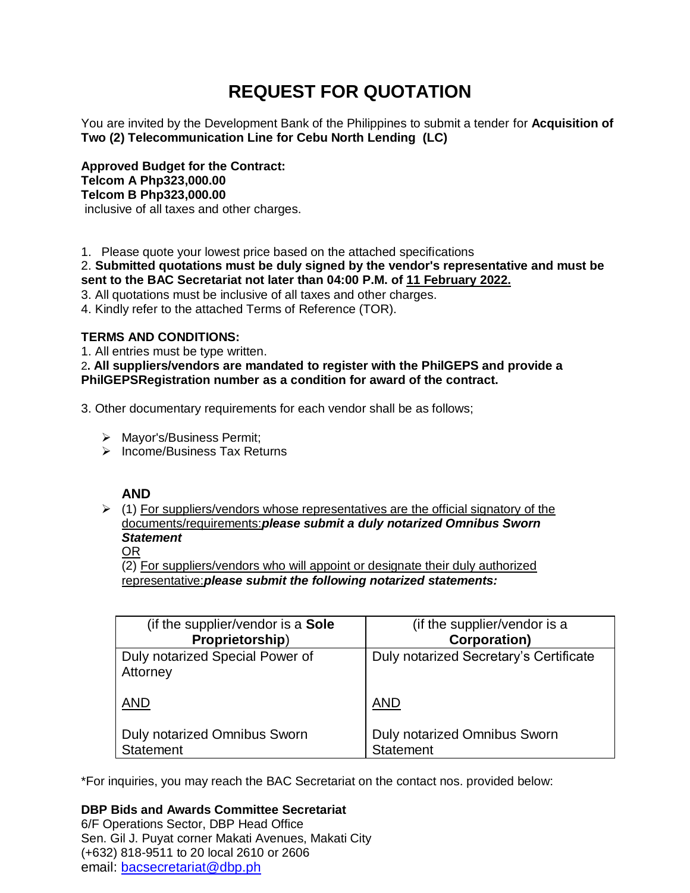# REQUEST FOR QUOTATION

You are invited by the Development Bank of the Philippines to submit a tender for **Acquisition of Two (2) Telecommunication Line for Cebu North Lending (LC)**

**Approved Budget for the Contract:**
**Telcom A Php323,000.00**
**Telcom B Php323,000.00**
inclusive of all taxes and other charges.

1. Please quote your lowest price based on the attached specifications
2. **Submitted quotations must be duly signed by the vendor's representative and must be sent to the BAC Secretariat not later than 04:00 P.M. of 11 February 2022.**
3. All quotations must be inclusive of all taxes and other charges.
4. Kindly refer to the attached Terms of Reference (TOR).

**TERMS AND CONDITIONS:**

1. All entries must be type written.
2. **All suppliers/vendors are mandated to register with the PhilGEPS and provide a PhilGEPSRegistration number as a condition for award of the contract.**
3. Other documentary requirements for each vendor shall be as follows;

- Mayor's/Business Permit;
- Income/Business Tax Returns

**AND**

- (1) For suppliers/vendors whose representatives are the official signatory of the documents/requirements:***please submit a duly notarized Omnibus Sworn Statement***

  OR

  (2) For suppliers/vendors who will appoint or designate their duly authorized representative:***please submit the following notarized statements:***

| (if the supplier/vendor is a **Sole Proprietorship**) | (if the supplier/vendor is a **Corporation)** |
|---|---|
| Duly notarized Special Power of Attorney<br><br>AND<br><br>Duly notarized Omnibus Sworn Statement | Duly notarized Secretary's Certificate<br><br>AND<br><br>Duly notarized Omnibus Sworn Statement |

*For inquiries, you may reach the BAC Secretariat on the contact nos. provided below:

**DBP Bids and Awards Committee Secretariat**
6/F Operations Sector, DBP Head Office
Sen. Gil J. Puyat corner Makati Avenues, Makati City
(+632) 818-9511 to 20 local 2610 or 2606
email: bacsecretariat@dbp.ph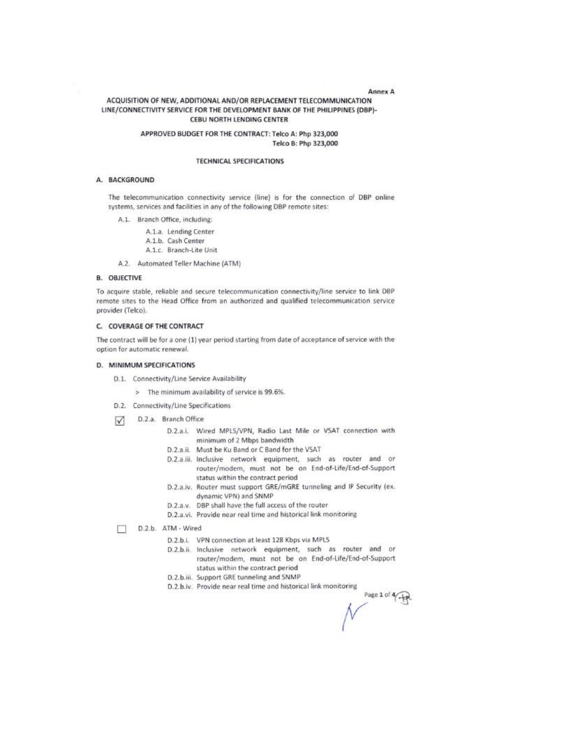Annex A

# ACQUISITION OF NEW, ADDITIONAL AND/OR REPLACEMENT TELECOMMUNICATION LINE/CONNECTIVITY SERVICE FOR THE DEVELOPMENT BANK OF THE PHILIPPINES (DBP)-CEBU NORTH LENDING CENTER

**APPROVED BUDGET FOR THE CONTRACT: Telco A: Php 323,000**
**Telco B: Php 323,000**

## TECHNICAL SPECIFICATIONS

### A. BACKGROUND

The telecommunication connectivity service (line) is for the connection of DBP online systems, services and facilities in any of the following DBP remote sites:

- A.1. Branch Office, including:
  - A.1.a. Lending Center
  - A.1.b. Cash Center
  - A.1.c. Branch-Lite Unit
- A.2. Automated Teller Machine (ATM)

### B. OBJECTIVE

To acquire stable, reliable and secure telecommunication connectivity/line service to link DBP remote sites to the Head Office from an authorized and qualified telecommunication service provider (Telco).

### C. COVERAGE OF THE CONTRACT

The contract will be for a one (1) year period starting from date of acceptance of service with the option for automatic renewal.

### D. MINIMUM SPECIFICATIONS

- D.1. Connectivity/Line Service Availability
  - > The minimum availability of service is 99.6%.
- D.2. Connectivity/Line Specifications

☑ D.2.a. Branch Office

- D.2.a.i. Wired MPLS/VPN, Radio Last Mile or VSAT connection with minimum of 2 Mbps bandwidth
- D.2.a.ii. Must be Ku Band or C Band for the VSAT
- D.2.a.iii. Inclusive network equipment, such as router and or router/modem, must not be on End-of-Life/End-of-Support status within the contract period
- D.2.a.iv. Router must support GRE/mGRE tunneling and IP Security (ex. dynamic VPN) and SNMP
- D.2.a.v. DBP shall have the full access of the router
- D.2.a.vi. Provide near real time and historical link monitoring

☐ D.2.b. ATM - Wired

- D.2.b.i. VPN connection at least 128 Kbps via MPLS
- D.2.b.ii. Inclusive network equipment, such as router and or router/modem, must not be on End-of-Life/End-of-Support status within the contract period
- D.2.b.iii. Support GRE tunneling and SNMP
- D.2.b.iv. Provide near real time and historical link monitoring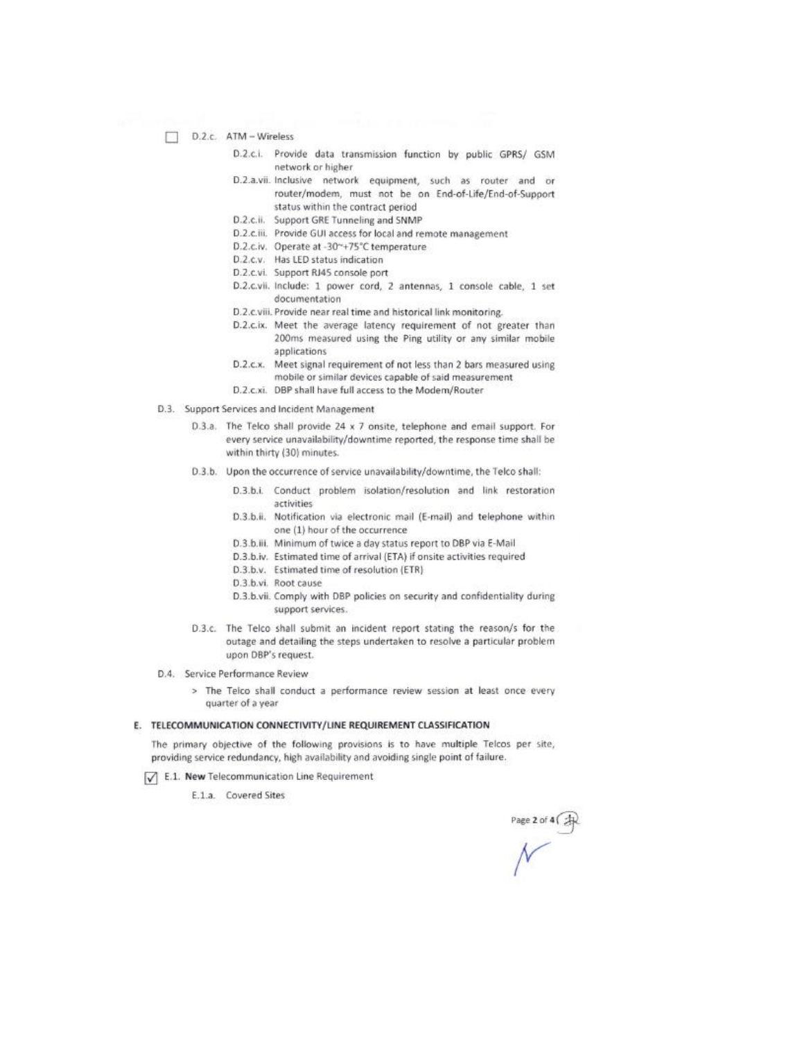☐ D.2.c. ATM – Wireless

- D.2.c.i. Provide data transmission function by public GPRS/ GSM network or higher
- D.2.a.vii. Inclusive network equipment, such as router and or router/modem, must not be on End-of-Life/End-of-Support status within the contract period
- D.2.c.ii. Support GRE Tunneling and SNMP
- D.2.c.iii. Provide GUI access for local and remote management
- D.2.c.iv. Operate at -30~+75°C temperature
- D.2.c.v. Has LED status indication
- D.2.c.vi. Support RJ45 console port
- D.2.c.vii. Include: 1 power cord, 2 antennas, 1 console cable, 1 set documentation
- D.2.c.viii. Provide near real time and historical link monitoring.
- D.2.c.ix. Meet the average latency requirement of not greater than 200ms measured using the Ping utility or any similar mobile applications
- D.2.c.x. Meet signal requirement of not less than 2 bars measured using mobile or similar devices capable of said measurement
- D.2.c.xi. DBP shall have full access to the Modem/Router

D.3. Support Services and Incident Management

D.3.a. The Telco shall provide 24 x 7 onsite, telephone and email support. For every service unavailability/downtime reported, the response time shall be within thirty (30) minutes.

D.3.b. Upon the occurrence of service unavailability/downtime, the Telco shall:

- D.3.b.i. Conduct problem isolation/resolution and link restoration activities
- D.3.b.ii. Notification via electronic mail (E-mail) and telephone within one (1) hour of the occurrence
- D.3.b.iii. Minimum of twice a day status report to DBP via E-Mail
- D.3.b.iv. Estimated time of arrival (ETA) if onsite activities required
- D.3.b.v. Estimated time of resolution (ETR)
- D.3.b.vi. Root cause
- D.3.b.vii. Comply with DBP policies on security and confidentiality during support services.

D.3.c. The Telco shall submit an incident report stating the reason/s for the outage and detailing the steps undertaken to resolve a particular problem upon DBP's request.

D.4. Service Performance Review

> The Telco shall conduct a performance review session at least once every quarter of a year

## E. TELECOMMUNICATION CONNECTIVITY/LINE REQUIREMENT CLASSIFICATION

The primary objective of the following provisions is to have multiple Telcos per site, providing service redundancy, high availability and avoiding single point of failure.

☑ E.1. **New** Telecommunication Line Requirement

E.1.a. Covered Sites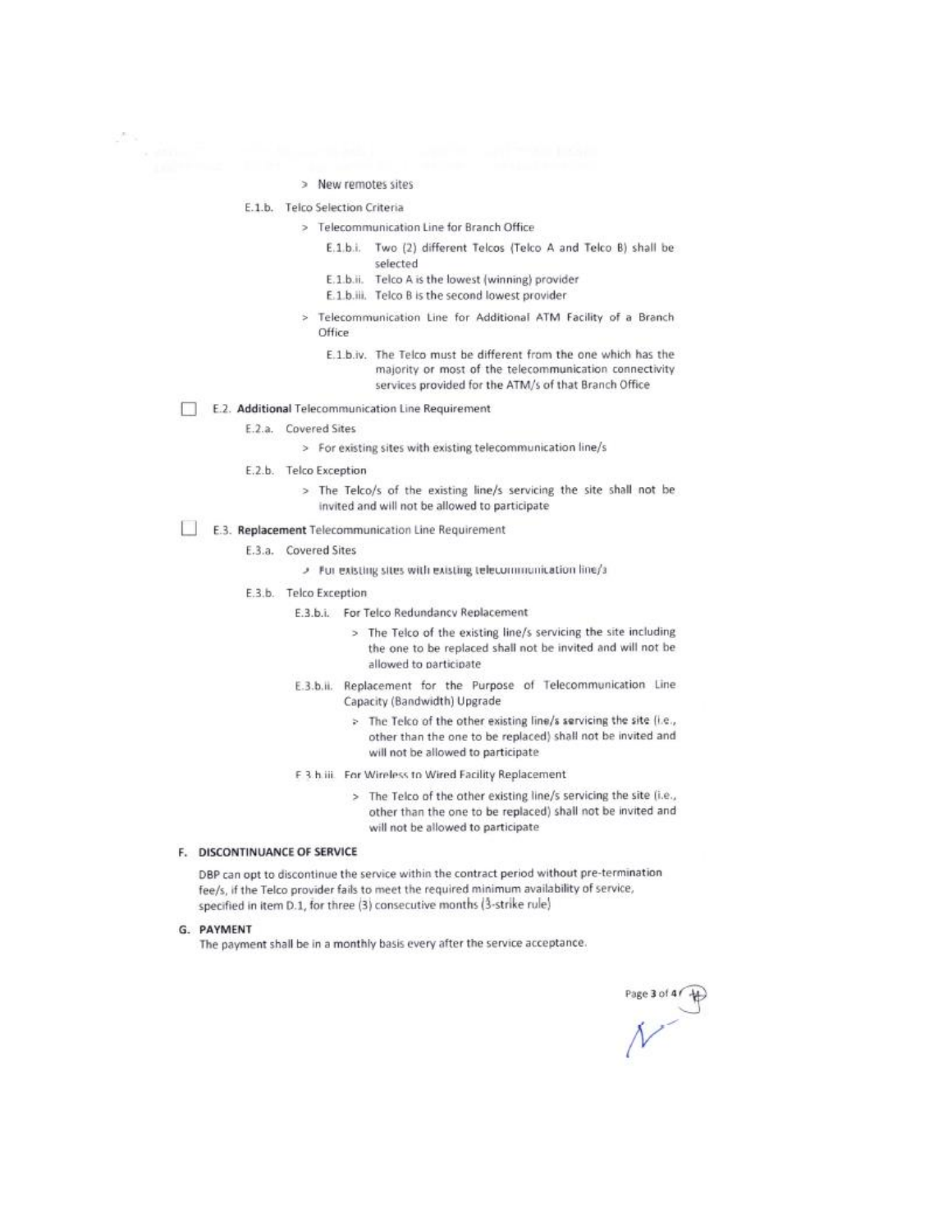> New remotes sites

E.1.b. Telco Selection Criteria

> Telecommunication Line for Branch Office

E.1.b.i. Two (2) different Telcos (Telco A and Telco B) shall be selected

E.1.b.ii. Telco A is the lowest (winning) provider

E.1.b.iii. Telco B is the second lowest provider

> Telecommunication Line for Additional ATM Facility of a Branch Office

E.1.b.iv. The Telco must be different from the one which has the majority or most of the telecommunication connectivity services provided for the ATM/s of that Branch Office

☐ E.2. **Additional** Telecommunication Line Requirement

E.2.a. Covered Sites

> For existing sites with existing telecommunication line/s

E.2.b. Telco Exception

> The Telco/s of the existing line/s servicing the site shall not be invited and will not be allowed to participate

☐ E.3. **Replacement** Telecommunication Line Requirement

E.3.a. Covered Sites

> For existing sites with existing telecommunication line/s

E.3.b. Telco Exception

E.3.b.i. For Telco Redundancy Replacement

> The Telco of the existing line/s servicing the site including the one to be replaced shall not be invited and will not be allowed to participate

E.3.b.ii. Replacement for the Purpose of Telecommunication Line Capacity (Bandwidth) Upgrade

> The Telco of the other existing line/s servicing the site (i.e., other than the one to be replaced) shall not be invited and will not be allowed to participate

E.3.b.iii. For Wireless to Wired Facility Replacement

> The Telco of the other existing line/s servicing the site (i.e., other than the one to be replaced) shall not be invited and will not be allowed to participate

## F. DISCONTINUANCE OF SERVICE

DBP can opt to discontinue the service within the contract period without pre-termination fee/s, if the Telco provider fails to meet the required minimum availability of service, specified in item D.1, for three (3) consecutive months (3-strike rule)

## G. PAYMENT

The payment shall be in a monthly basis every after the service acceptance.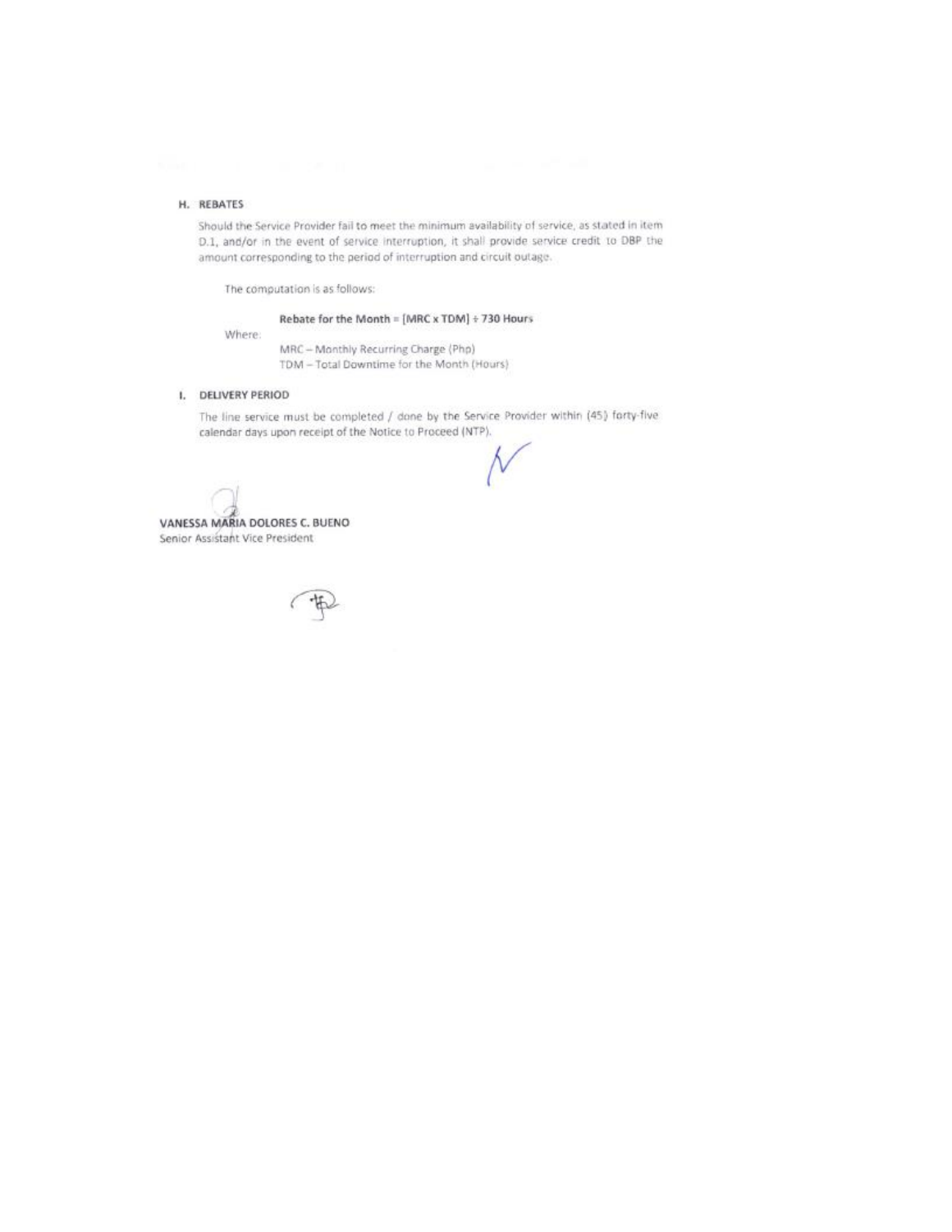## H. REBATES

Should the Service Provider fail to meet the minimum availability of service, as stated in item D.1, and/or in the event of service interruption, it shall provide service credit to DBP the amount corresponding to the period of interruption and circuit outage.

The computation is as follows:

**Rebate for the Month = [MRC x TDM] ÷ 730 Hours**

Where:

MRC – Monthly Recurring Charge (Php)
TDM – Total Downtime for the Month (Hours)

## I. DELIVERY PERIOD

The line service must be completed / done by the Service Provider within (45) forty-five calendar days upon receipt of the Notice to Proceed (NTP).

**VANESSA MARIA DOLORES C. BUENO**
Senior Assistant Vice President